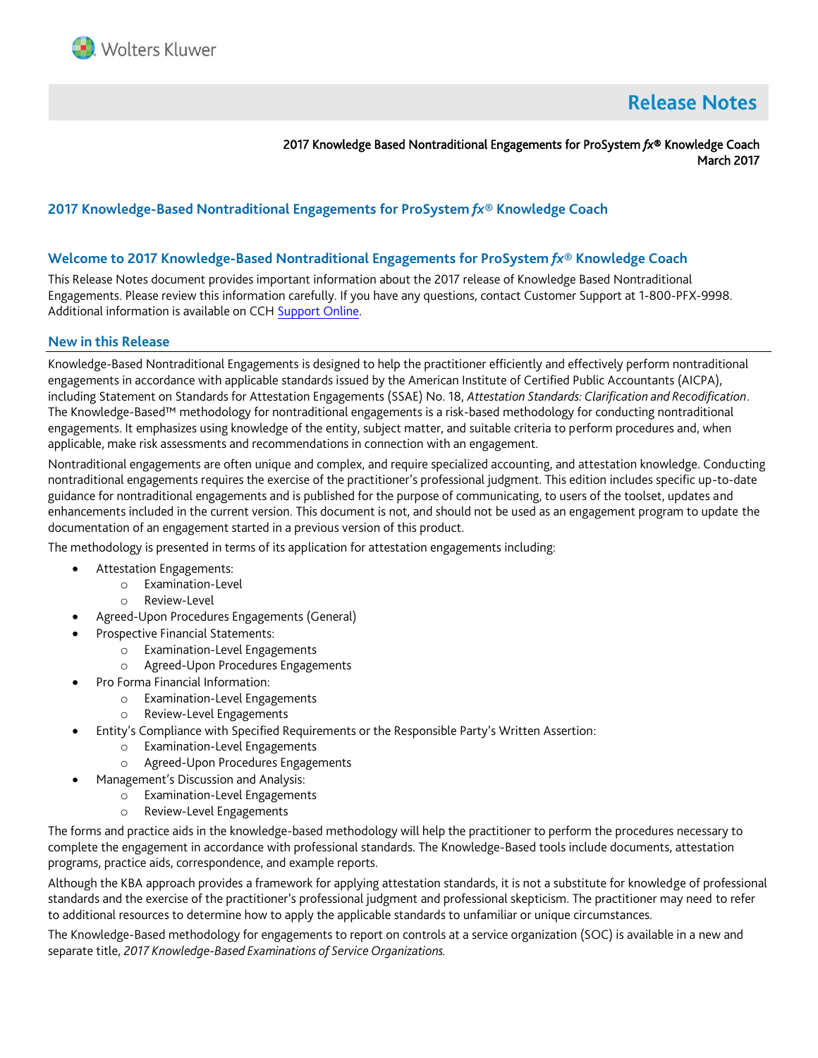# Release Notes

2017 Knowledge Based Nontraditional Engagements for ProSystem *fx*® Knowledge Coach
March 2017

## 2017 Knowledge-Based Nontraditional Engagements for ProSystem *fx*® Knowledge Coach

## Welcome to 2017 Knowledge-Based Nontraditional Engagements for ProSystem *fx*® Knowledge Coach

This Release Notes document provides important information about the 2017 release of Knowledge Based Nontraditional Engagements. Please review this information carefully. If you have any questions, contact Customer Support at 1-800-PFX-9998. Additional information is available on CCH Support Online.

## New in this Release

Knowledge-Based Nontraditional Engagements is designed to help the practitioner efficiently and effectively perform nontraditional engagements in accordance with applicable standards issued by the American Institute of Certified Public Accountants (AICPA), including Statement on Standards for Attestation Engagements (SSAE) No. 18, *Attestation Standards: Clarification and Recodification*. The Knowledge-Based™ methodology for nontraditional engagements is a risk-based methodology for conducting nontraditional engagements. It emphasizes using knowledge of the entity, subject matter, and suitable criteria to perform procedures and, when applicable, make risk assessments and recommendations in connection with an engagement.

Nontraditional engagements are often unique and complex, and require specialized accounting, and attestation knowledge. Conducting nontraditional engagements requires the exercise of the practitioner's professional judgment. This edition includes specific up-to-date guidance for nontraditional engagements and is published for the purpose of communicating, to users of the toolset, updates and enhancements included in the current version. This document is not, and should not be used as an engagement program to update the documentation of an engagement started in a previous version of this product.

The methodology is presented in terms of its application for attestation engagements including:

- Attestation Engagements:
  - Examination-Level
  - Review-Level
- Agreed-Upon Procedures Engagements (General)
- Prospective Financial Statements:
  - Examination-Level Engagements
  - Agreed-Upon Procedures Engagements
- Pro Forma Financial Information:
  - Examination-Level Engagements
  - Review-Level Engagements
- Entity's Compliance with Specified Requirements or the Responsible Party's Written Assertion:
  - Examination-Level Engagements
  - Agreed-Upon Procedures Engagements
- Management's Discussion and Analysis:
  - Examination-Level Engagements
  - Review-Level Engagements

The forms and practice aids in the knowledge-based methodology will help the practitioner to perform the procedures necessary to complete the engagement in accordance with professional standards. The Knowledge-Based tools include documents, attestation programs, practice aids, correspondence, and example reports.

Although the KBA approach provides a framework for applying attestation standards, it is not a substitute for knowledge of professional standards and the exercise of the practitioner's professional judgment and professional skepticism. The practitioner may need to refer to additional resources to determine how to apply the applicable standards to unfamiliar or unique circumstances.

The Knowledge-Based methodology for engagements to report on controls at a service organization (SOC) is available in a new and separate title, *2017 Knowledge-Based Examinations of Service Organizations.*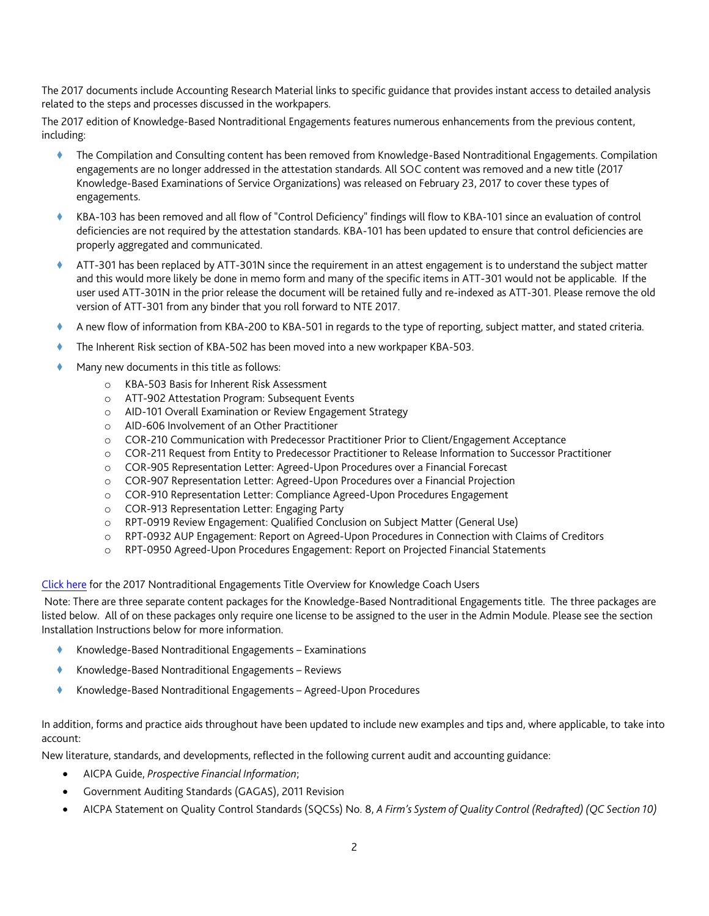The 2017 documents include Accounting Research Material links to specific guidance that provides instant access to detailed analysis related to the steps and processes discussed in the workpapers.

The 2017 edition of Knowledge-Based Nontraditional Engagements features numerous enhancements from the previous content, including:

- The Compilation and Consulting content has been removed from Knowledge-Based Nontraditional Engagements. Compilation engagements are no longer addressed in the attestation standards. All SOC content was removed and a new title (2017 Knowledge-Based Examinations of Service Organizations) was released on February 23, 2017 to cover these types of engagements.
- KBA-103 has been removed and all flow of "Control Deficiency" findings will flow to KBA-101 since an evaluation of control deficiencies are not required by the attestation standards. KBA-101 has been updated to ensure that control deficiencies are properly aggregated and communicated.
- ATT-301 has been replaced by ATT-301N since the requirement in an attest engagement is to understand the subject matter and this would more likely be done in memo form and many of the specific items in ATT-301 would not be applicable. If the user used ATT-301N in the prior release the document will be retained fully and re-indexed as ATT-301. Please remove the old version of ATT-301 from any binder that you roll forward to NTE 2017.
- A new flow of information from KBA-200 to KBA-501 in regards to the type of reporting, subject matter, and stated criteria.
- The Inherent Risk section of KBA-502 has been moved into a new workpaper KBA-503.
- Many new documents in this title as follows:
  - KBA-503 Basis for Inherent Risk Assessment
  - ATT-902 Attestation Program: Subsequent Events
  - AID-101 Overall Examination or Review Engagement Strategy
  - AID-606 Involvement of an Other Practitioner
  - COR-210 Communication with Predecessor Practitioner Prior to Client/Engagement Acceptance
  - COR-211 Request from Entity to Predecessor Practitioner to Release Information to Successor Practitioner
  - COR-905 Representation Letter: Agreed-Upon Procedures over a Financial Forecast
  - COR-907 Representation Letter: Agreed-Upon Procedures over a Financial Projection
  - COR-910 Representation Letter: Compliance Agreed-Upon Procedures Engagement
  - COR-913 Representation Letter: Engaging Party
  - RPT-0919 Review Engagement: Qualified Conclusion on Subject Matter (General Use)
  - RPT-0932 AUP Engagement: Report on Agreed-Upon Procedures in Connection with Claims of Creditors
  - RPT-0950 Agreed-Upon Procedures Engagement: Report on Projected Financial Statements

[Click here] for the 2017 Nontraditional Engagements Title Overview for Knowledge Coach Users

Note: There are three separate content packages for the Knowledge-Based Nontraditional Engagements title. The three packages are listed below. All of on these packages only require one license to be assigned to the user in the Admin Module. Please see the section Installation Instructions below for more information.

- Knowledge-Based Nontraditional Engagements – Examinations
- Knowledge-Based Nontraditional Engagements – Reviews
- Knowledge-Based Nontraditional Engagements – Agreed-Upon Procedures

In addition, forms and practice aids throughout have been updated to include new examples and tips and, where applicable, to take into account:

New literature, standards, and developments, reflected in the following current audit and accounting guidance:

- AICPA Guide, *Prospective Financial Information*;
- Government Auditing Standards (GAGAS), 2011 Revision
- AICPA Statement on Quality Control Standards (SQCSs) No. 8, *A Firm's System of Quality Control (Redrafted) (QC Section 10)*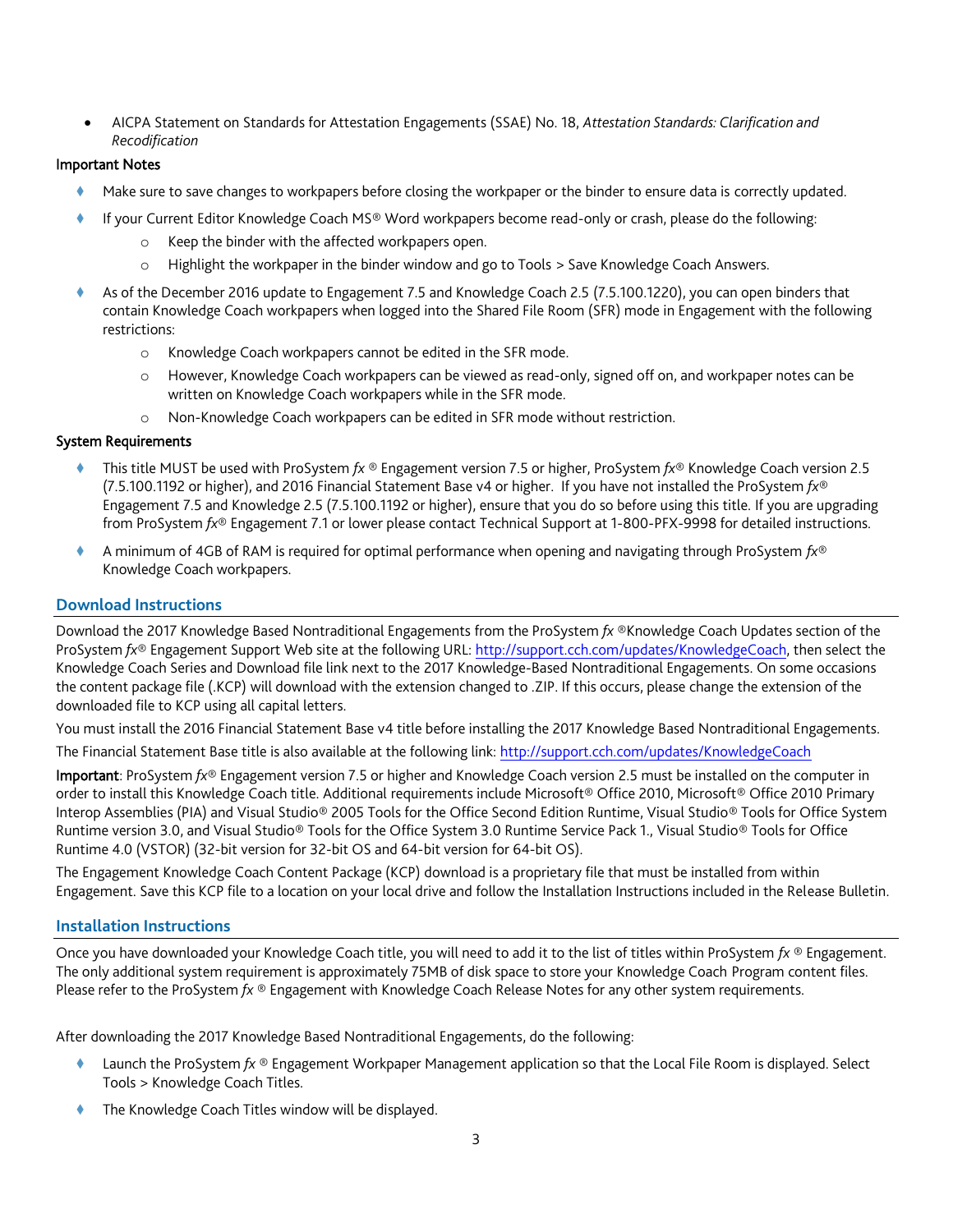- AICPA Statement on Standards for Attestation Engagements (SSAE) No. 18, *Attestation Standards: Clarification and Recodification*

**Important Notes**

- Make sure to save changes to workpapers before closing the workpaper or the binder to ensure data is correctly updated.
- If your Current Editor Knowledge Coach MS® Word workpapers become read-only or crash, please do the following:
  - Keep the binder with the affected workpapers open.
  - Highlight the workpaper in the binder window and go to Tools > Save Knowledge Coach Answers.
- As of the December 2016 update to Engagement 7.5 and Knowledge Coach 2.5 (7.5.100.1220), you can open binders that contain Knowledge Coach workpapers when logged into the Shared File Room (SFR) mode in Engagement with the following restrictions:
  - Knowledge Coach workpapers cannot be edited in the SFR mode.
  - However, Knowledge Coach workpapers can be viewed as read-only, signed off on, and workpaper notes can be written on Knowledge Coach workpapers while in the SFR mode.
  - Non-Knowledge Coach workpapers can be edited in SFR mode without restriction.

**System Requirements**

- This title MUST be used with ProSystem *fx* ® Engagement version 7.5 or higher, ProSystem *fx*® Knowledge Coach version 2.5 (7.5.100.1192 or higher), and 2016 Financial Statement Base v4 or higher. If you have not installed the ProSystem *fx*® Engagement 7.5 and Knowledge 2.5 (7.5.100.1192 or higher), ensure that you do so before using this title. If you are upgrading from ProSystem *fx*® Engagement 7.1 or lower please contact Technical Support at 1-800-PFX-9998 for detailed instructions.
- A minimum of 4GB of RAM is required for optimal performance when opening and navigating through ProSystem *fx*® Knowledge Coach workpapers.

## Download Instructions

Download the 2017 Knowledge Based Nontraditional Engagements from the ProSystem *fx* ®Knowledge Coach Updates section of the ProSystem *fx*® Engagement Support Web site at the following URL: http://support.cch.com/updates/KnowledgeCoach, then select the Knowledge Coach Series and Download file link next to the 2017 Knowledge-Based Nontraditional Engagements. On some occasions the content package file (.KCP) will download with the extension changed to .ZIP. If this occurs, please change the extension of the downloaded file to KCP using all capital letters.

You must install the 2016 Financial Statement Base v4 title before installing the 2017 Knowledge Based Nontraditional Engagements.

The Financial Statement Base title is also available at the following link: http://support.cch.com/updates/KnowledgeCoach

**Important**: ProSystem *fx*® Engagement version 7.5 or higher and Knowledge Coach version 2.5 must be installed on the computer in order to install this Knowledge Coach title. Additional requirements include Microsoft® Office 2010, Microsoft® Office 2010 Primary Interop Assemblies (PIA) and Visual Studio® 2005 Tools for the Office Second Edition Runtime, Visual Studio® Tools for Office System Runtime version 3.0, and Visual Studio® Tools for the Office System 3.0 Runtime Service Pack 1., Visual Studio® Tools for Office Runtime 4.0 (VSTOR) (32-bit version for 32-bit OS and 64-bit version for 64-bit OS).

The Engagement Knowledge Coach Content Package (KCP) download is a proprietary file that must be installed from within Engagement. Save this KCP file to a location on your local drive and follow the Installation Instructions included in the Release Bulletin.

## Installation Instructions

Once you have downloaded your Knowledge Coach title, you will need to add it to the list of titles within ProSystem *fx* ® Engagement. The only additional system requirement is approximately 75MB of disk space to store your Knowledge Coach Program content files. Please refer to the ProSystem *fx* ® Engagement with Knowledge Coach Release Notes for any other system requirements.

After downloading the 2017 Knowledge Based Nontraditional Engagements, do the following:

- Launch the ProSystem *fx* ® Engagement Workpaper Management application so that the Local File Room is displayed. Select Tools > Knowledge Coach Titles.
- The Knowledge Coach Titles window will be displayed.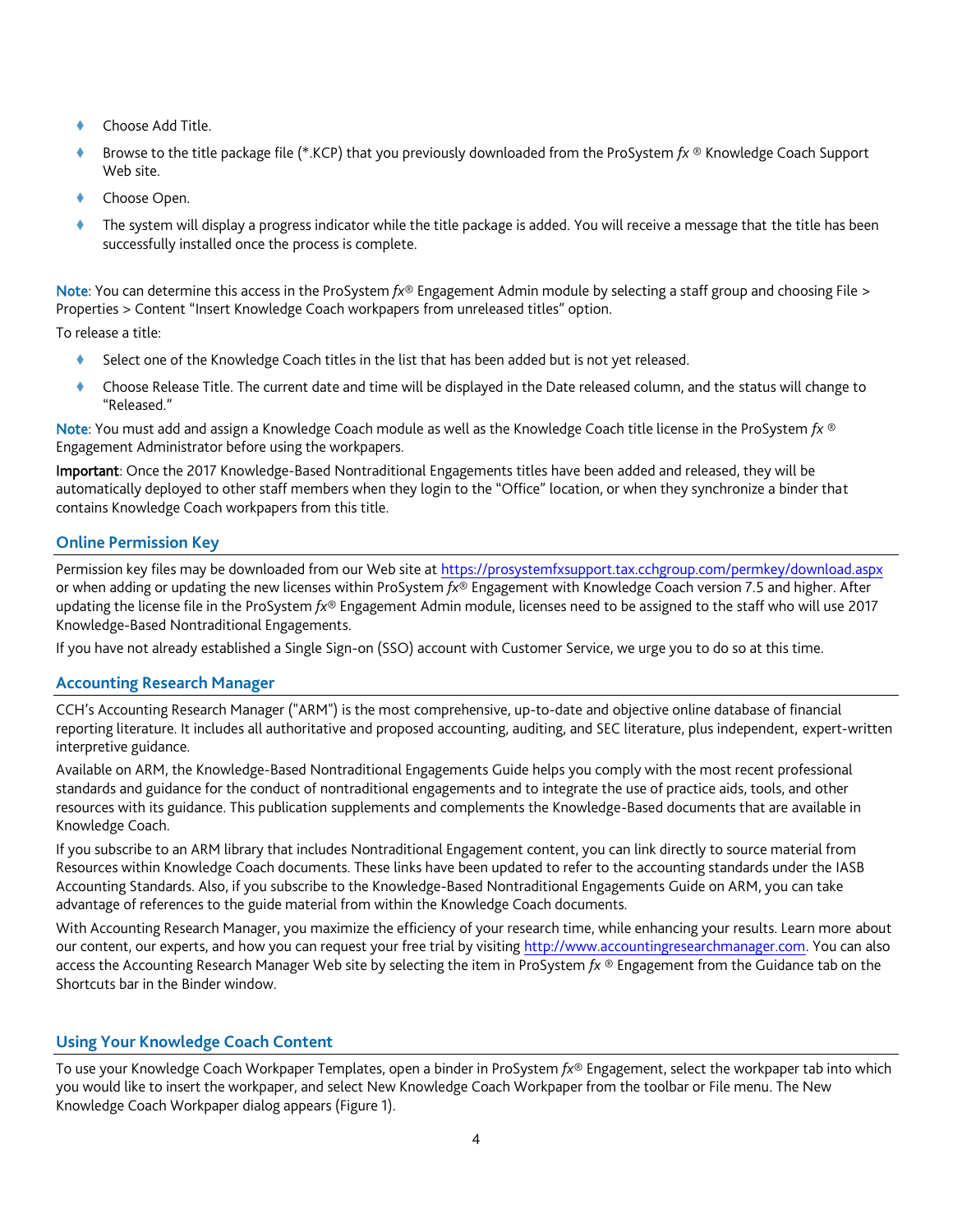- Choose Add Title.
- Browse to the title package file (*.KCP) that you previously downloaded from the ProSystem *fx* ® Knowledge Coach Support Web site.
- Choose Open.
- The system will display a progress indicator while the title package is added. You will receive a message that the title has been successfully installed once the process is complete.

**Note**: You can determine this access in the ProSystem *fx*® Engagement Admin module by selecting a staff group and choosing File > Properties > Content "Insert Knowledge Coach workpapers from unreleased titles" option.

To release a title:

- Select one of the Knowledge Coach titles in the list that has been added but is not yet released.
- Choose Release Title. The current date and time will be displayed in the Date released column, and the status will change to "Released."

**Note**: You must add and assign a Knowledge Coach module as well as the Knowledge Coach title license in the ProSystem *fx* ® Engagement Administrator before using the workpapers.

**Important**: Once the 2017 Knowledge-Based Nontraditional Engagements titles have been added and released, they will be automatically deployed to other staff members when they login to the "Office" location, or when they synchronize a binder that contains Knowledge Coach workpapers from this title.

## Online Permission Key

Permission key files may be downloaded from our Web site at https://prosystemfxsupport.tax.cchgroup.com/permkey/download.aspx or when adding or updating the new licenses within ProSystem *fx*® Engagement with Knowledge Coach version 7.5 and higher. After updating the license file in the ProSystem *fx*® Engagement Admin module, licenses need to be assigned to the staff who will use 2017 Knowledge-Based Nontraditional Engagements.

If you have not already established a Single Sign-on (SSO) account with Customer Service, we urge you to do so at this time.

## Accounting Research Manager

CCH's Accounting Research Manager ("ARM") is the most comprehensive, up-to-date and objective online database of financial reporting literature. It includes all authoritative and proposed accounting, auditing, and SEC literature, plus independent, expert-written interpretive guidance.

Available on ARM, the Knowledge-Based Nontraditional Engagements Guide helps you comply with the most recent professional standards and guidance for the conduct of nontraditional engagements and to integrate the use of practice aids, tools, and other resources with its guidance. This publication supplements and complements the Knowledge-Based documents that are available in Knowledge Coach.

If you subscribe to an ARM library that includes Nontraditional Engagement content, you can link directly to source material from Resources within Knowledge Coach documents. These links have been updated to refer to the accounting standards under the IASB Accounting Standards. Also, if you subscribe to the Knowledge-Based Nontraditional Engagements Guide on ARM, you can take advantage of references to the guide material from within the Knowledge Coach documents.

With Accounting Research Manager, you maximize the efficiency of your research time, while enhancing your results. Learn more about our content, our experts, and how you can request your free trial by visiting http://www.accountingresearchmanager.com. You can also access the Accounting Research Manager Web site by selecting the item in ProSystem *fx* ® Engagement from the Guidance tab on the Shortcuts bar in the Binder window.

## Using Your Knowledge Coach Content

To use your Knowledge Coach Workpaper Templates, open a binder in ProSystem *fx*® Engagement, select the workpaper tab into which you would like to insert the workpaper, and select New Knowledge Coach Workpaper from the toolbar or File menu. The New Knowledge Coach Workpaper dialog appears (Figure 1).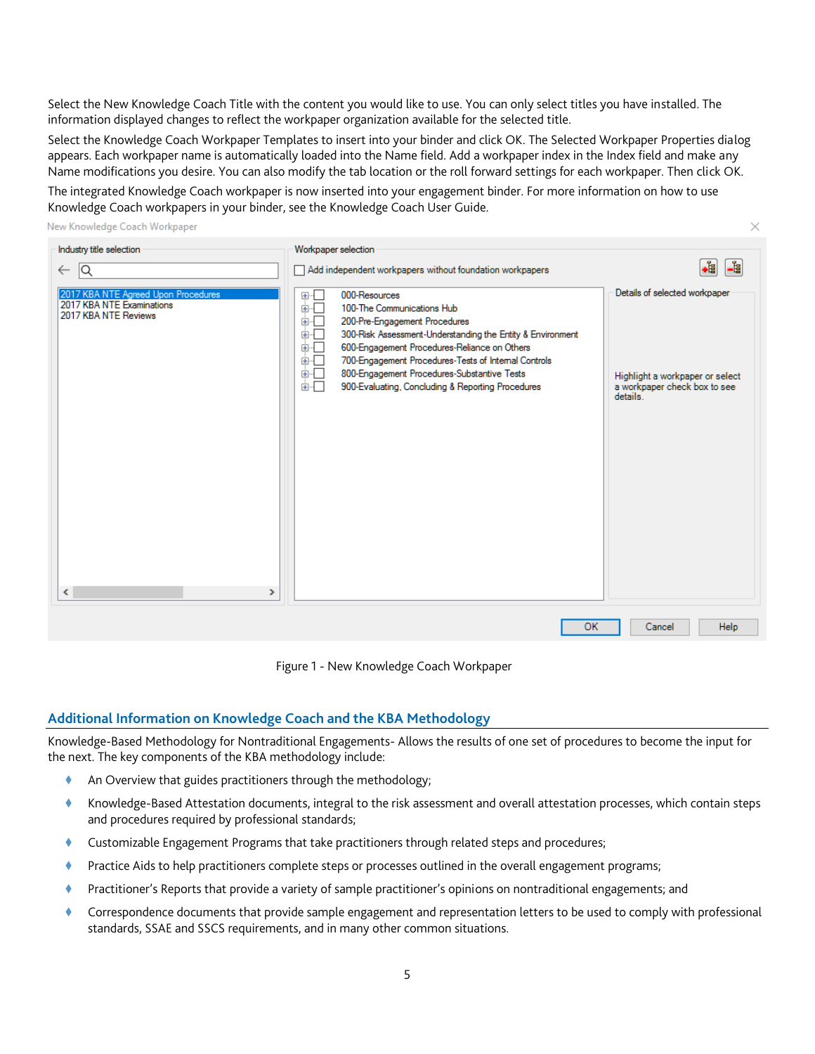Select the New Knowledge Coach Title with the content you would like to use. You can only select titles you have installed. The information displayed changes to reflect the workpaper organization available for the selected title.

Select the Knowledge Coach Workpaper Templates to insert into your binder and click OK. The Selected Workpaper Properties dialog appears. Each workpaper name is automatically loaded into the Name field. Add a workpaper index in the Index field and make any Name modifications you desire. You can also modify the tab location or the roll forward settings for each workpaper. Then click OK.

The integrated Knowledge Coach workpaper is now inserted into your engagement binder. For more information on how to use Knowledge Coach workpapers in your binder, see the Knowledge Coach User Guide.

Figure 1 - New Knowledge Coach Workpaper

## Additional Information on Knowledge Coach and the KBA Methodology

Knowledge-Based Methodology for Nontraditional Engagements- Allows the results of one set of procedures to become the input for the next. The key components of the KBA methodology include:

- An Overview that guides practitioners through the methodology;
- Knowledge-Based Attestation documents, integral to the risk assessment and overall attestation processes, which contain steps and procedures required by professional standards;
- Customizable Engagement Programs that take practitioners through related steps and procedures;
- Practice Aids to help practitioners complete steps or processes outlined in the overall engagement programs;
- Practitioner's Reports that provide a variety of sample practitioner's opinions on nontraditional engagements; and
- Correspondence documents that provide sample engagement and representation letters to be used to comply with professional standards, SSAE and SSCS requirements, and in many other common situations.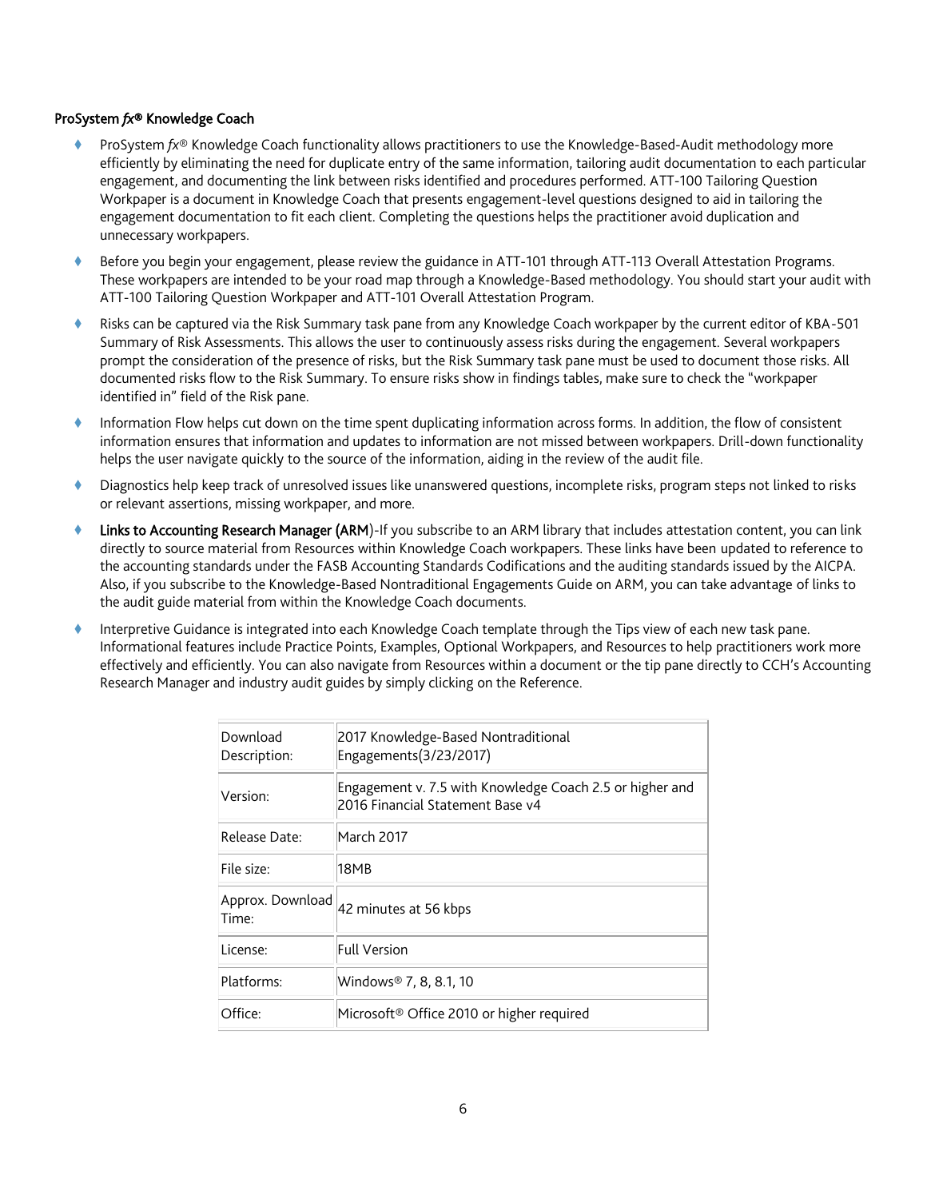**ProSystem *fx*® Knowledge Coach**

- ProSystem *fx*® Knowledge Coach functionality allows practitioners to use the Knowledge-Based-Audit methodology more efficiently by eliminating the need for duplicate entry of the same information, tailoring audit documentation to each particular engagement, and documenting the link between risks identified and procedures performed. ATT-100 Tailoring Question Workpaper is a document in Knowledge Coach that presents engagement-level questions designed to aid in tailoring the engagement documentation to fit each client. Completing the questions helps the practitioner avoid duplication and unnecessary workpapers.
- Before you begin your engagement, please review the guidance in ATT-101 through ATT-113 Overall Attestation Programs. These workpapers are intended to be your road map through a Knowledge-Based methodology. You should start your audit with ATT-100 Tailoring Question Workpaper and ATT-101 Overall Attestation Program.
- Risks can be captured via the Risk Summary task pane from any Knowledge Coach workpaper by the current editor of KBA-501 Summary of Risk Assessments. This allows the user to continuously assess risks during the engagement. Several workpapers prompt the consideration of the presence of risks, but the Risk Summary task pane must be used to document those risks. All documented risks flow to the Risk Summary. To ensure risks show in findings tables, make sure to check the "workpaper identified in" field of the Risk pane.
- Information Flow helps cut down on the time spent duplicating information across forms. In addition, the flow of consistent information ensures that information and updates to information are not missed between workpapers. Drill-down functionality helps the user navigate quickly to the source of the information, aiding in the review of the audit file.
- Diagnostics help keep track of unresolved issues like unanswered questions, incomplete risks, program steps not linked to risks or relevant assertions, missing workpaper, and more.
- **Links to Accounting Research Manager (ARM)**-If you subscribe to an ARM library that includes attestation content, you can link directly to source material from Resources within Knowledge Coach workpapers. These links have been updated to reference to the accounting standards under the FASB Accounting Standards Codifications and the auditing standards issued by the AICPA. Also, if you subscribe to the Knowledge-Based Nontraditional Engagements Guide on ARM, you can take advantage of links to the audit guide material from within the Knowledge Coach documents.
- Interpretive Guidance is integrated into each Knowledge Coach template through the Tips view of each new task pane. Informational features include Practice Points, Examples, Optional Workpapers, and Resources to help practitioners work more effectively and efficiently. You can also navigate from Resources within a document or the tip pane directly to CCH's Accounting Research Manager and industry audit guides by simply clicking on the Reference.

| | |
|---|---|
| Download Description: | 2017 Knowledge-Based Nontraditional Engagements(3/23/2017) |
| Version: | Engagement v. 7.5 with Knowledge Coach 2.5 or higher and 2016 Financial Statement Base v4 |
| Release Date: | March 2017 |
| File size: | 18MB |
| Approx. Download Time: | 42 minutes at 56 kbps |
| License: | Full Version |
| Platforms: | Windows® 7, 8, 8.1, 10 |
| Office: | Microsoft® Office 2010 or higher required |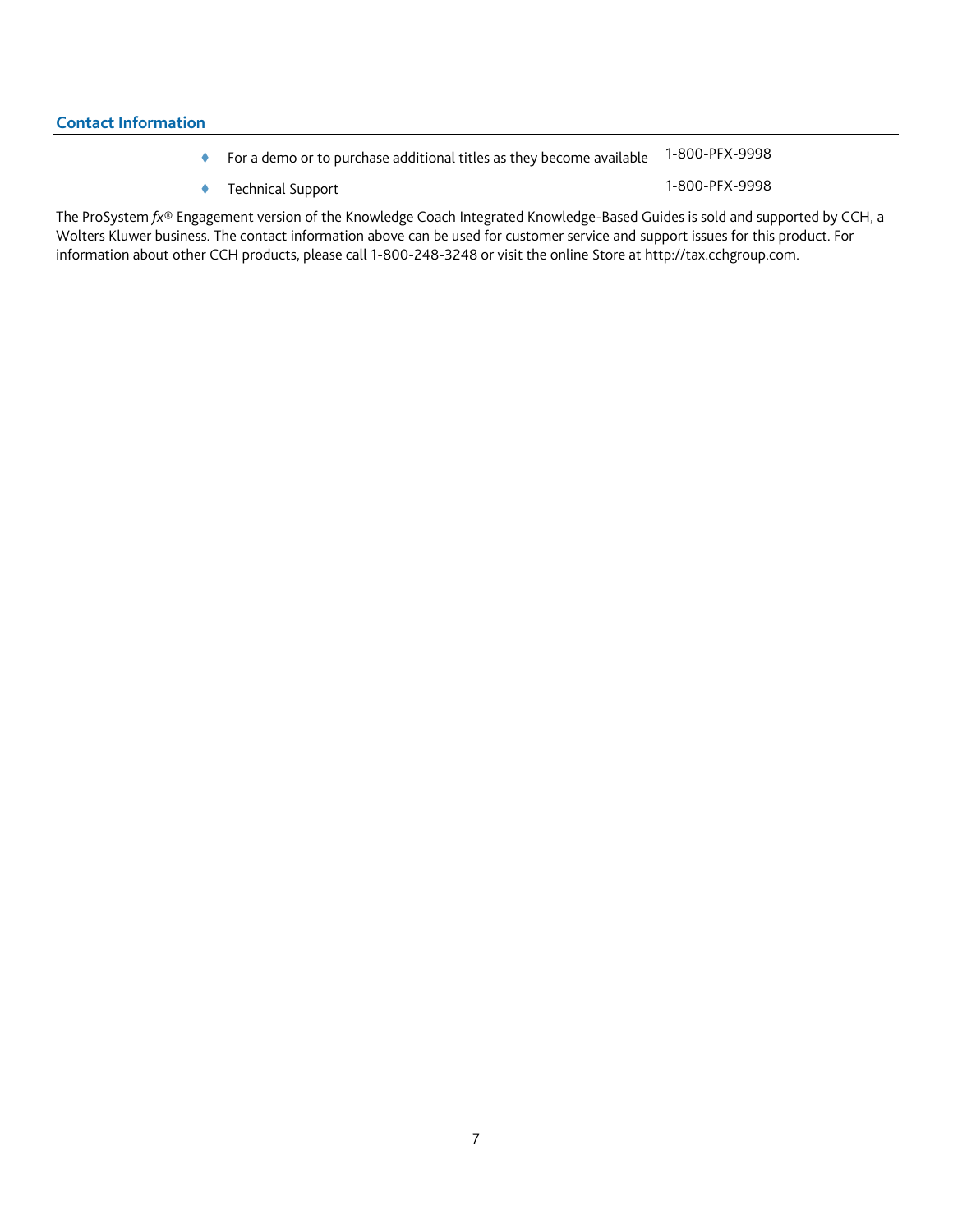## Contact Information

- For a demo or to purchase additional titles as they become available 1-800-PFX-9998
- Technical Support 1-800-PFX-9998

The ProSystem *fx*® Engagement version of the Knowledge Coach Integrated Knowledge-Based Guides is sold and supported by CCH, a Wolters Kluwer business. The contact information above can be used for customer service and support issues for this product. For information about other CCH products, please call 1-800-248-3248 or visit the online Store at http://tax.cchgroup.com.